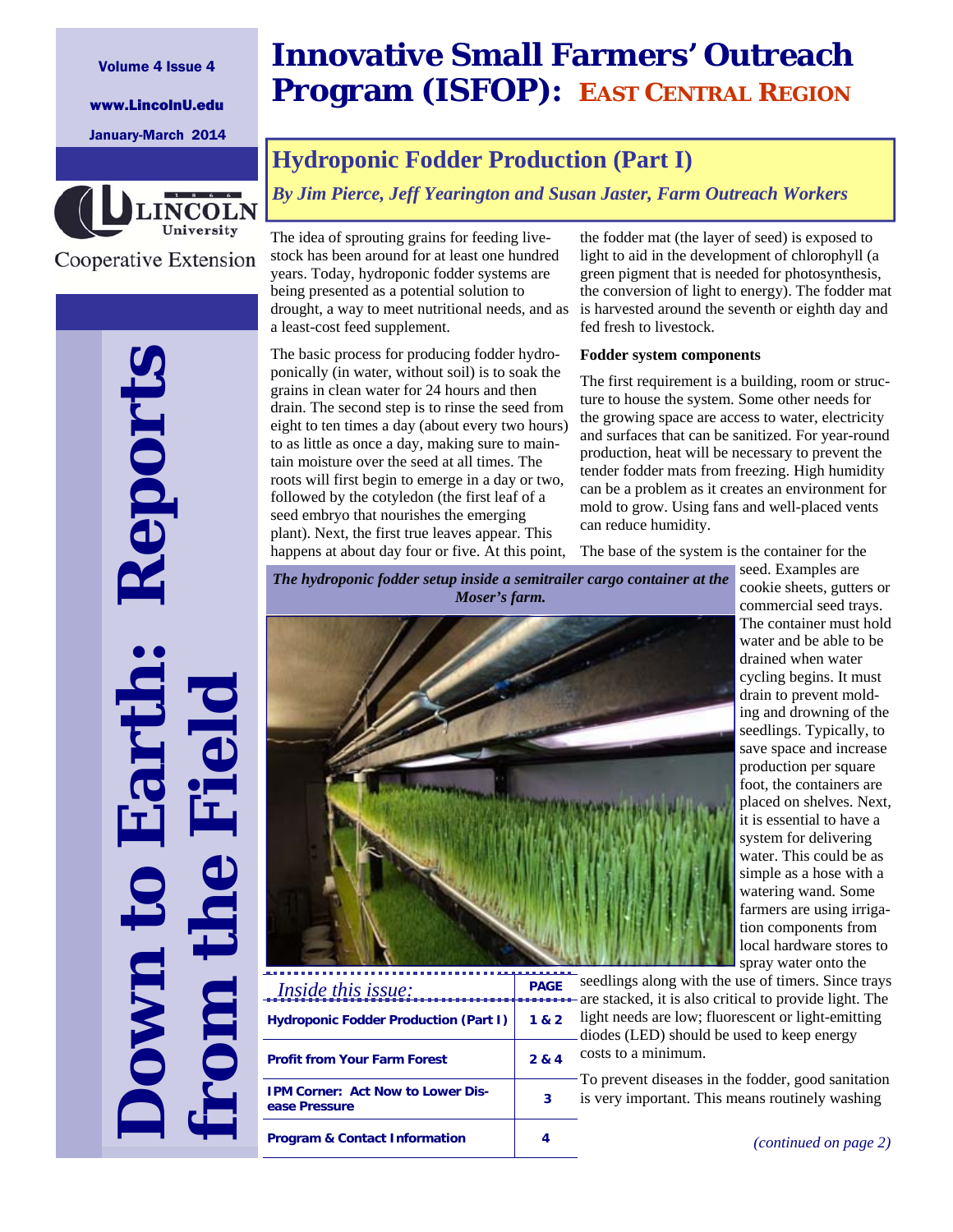Volume 4 Issue 4

www.LincolnU.edu

January-March 2014

Lincoln University Cooperative Extension

# Down to Earth: Reports from the Field

# Innovative Small Farmers' Outreach Program (ISFOP): EAST CENTRAL REGION

## Hydroponic Fodder Production (Part I)

*By Jim Pierce, Jeff Yearington and Susan Jaster, Farm Outreach Workers*

The idea of sprouting grains for feeding livestock has been around for at least one hundred years. Today, hydroponic fodder systems are being presented as a potential solution to drought, a way to meet nutritional needs, and as a least-cost feed supplement.

The basic process for producing fodder hydroponically (in water, without soil) is to soak the grains in clean water for 24 hours and then drain. The second step is to rinse the seed from eight to ten times a day (about every two hours) to as little as once a day, making sure to maintain moisture over the seed at all times. The roots will first begin to emerge in a day or two, followed by the cotyledon (the first leaf of a seed embryo that nourishes the emerging plant). Next, the first true leaves appear. This happens at about day four or five. At this point, the fodder mat (the layer of seed) is exposed to light to aid in the development of chlorophyll (a green pigment that is needed for photosynthesis, the conversion of light to energy). The fodder mat is harvested around the seventh or eighth day and fed fresh to livestock.

**Fodder system components**

The first requirement is a building, room or structure to house the system. Some other needs for the growing space are access to water, electricity and surfaces that can be sanitized. For year-round production, heat will be necessary to prevent the tender fodder mats from freezing. High humidity can be a problem as it creates an environment for mold to grow. Using fans and well-placed vents can reduce humidity.

The base of the system is the container for the seed. Examples are cookie sheets, gutters or commercial seed trays. The container must hold water and be able to be drained when water cycling begins. It must drain to prevent molding and drowning of the seedlings. Typically, to save space and increase production per square foot, the containers are placed on shelves. Next, it is essential to have a system for delivering water. This could be as simple as a hose with a watering wand. Some farmers are using irrigation components from local hardware stores to spray water onto the seedlings along with the use of timers. Since trays are stacked, it is also critical to provide light. The light needs are low; fluorescent or light-emitting diodes (LED) should be used to keep energy costs to a minimum.

*The hydroponic fodder setup inside a semitrailer cargo container at the Moser's farm.*

To prevent diseases in the fodder, good sanitation is very important. This means routinely washing

*(continued on page 2)*

| *Inside this issue:* | PAGE |
|---|---|
| Hydroponic Fodder Production (Part I) | 1 & 2 |
| Profit from Your Farm Forest | 2 & 4 |
| IPM Corner: Act Now to Lower Disease Pressure | 3 |
| Program & Contact Information | 4 |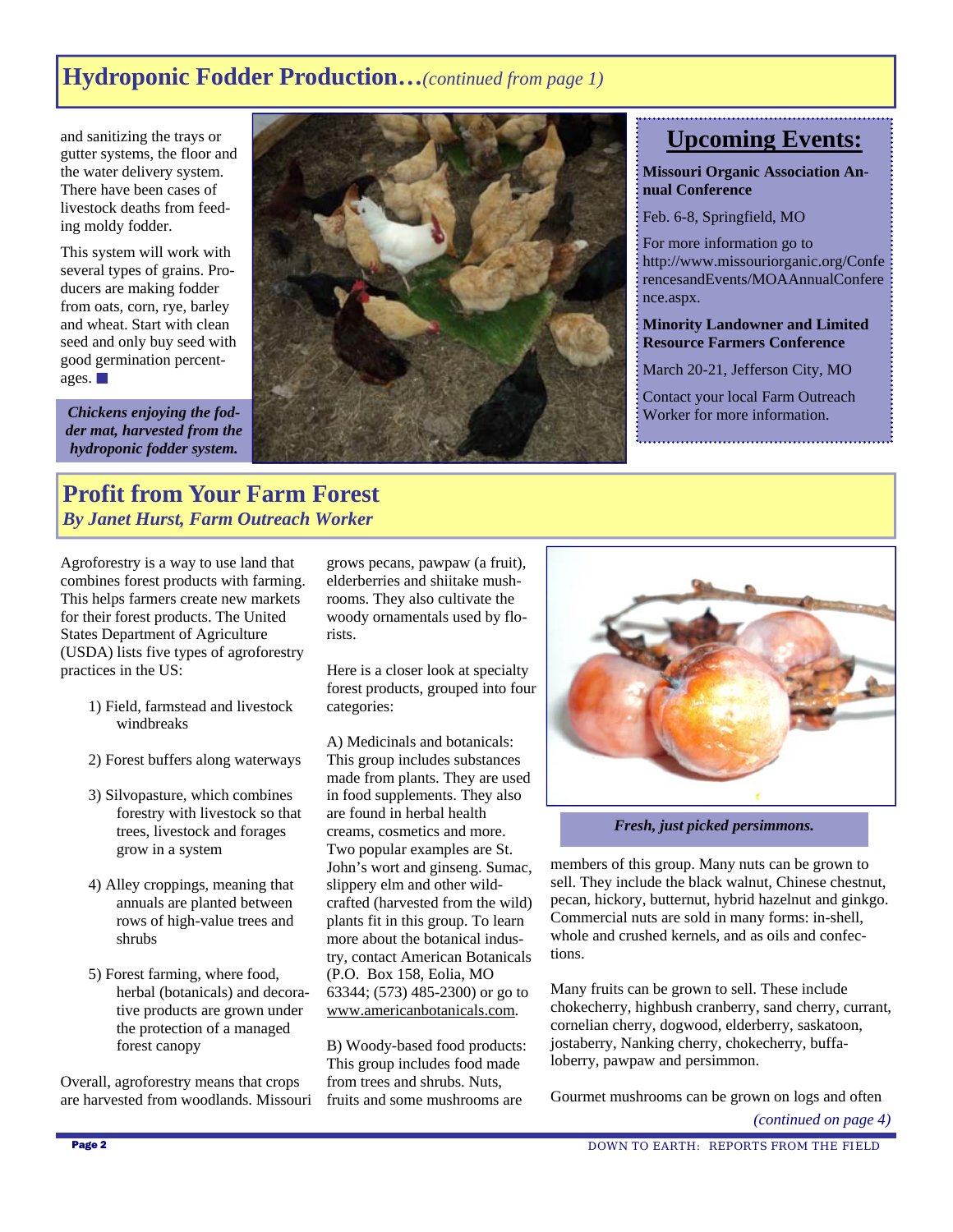## Hydroponic Fodder Production…*(continued from page 1)*

and sanitizing the trays or gutter systems, the floor and the water delivery system. There have been cases of livestock deaths from feeding moldy fodder.

This system will work with several types of grains. Producers are making fodder from oats, corn, rye, barley and wheat. Start with clean seed and only buy seed with good germination percentages. ■

***Chickens enjoying the fodder mat, harvested from the hydroponic fodder system.***

### Upcoming Events:

**Missouri Organic Association Annual Conference**

Feb. 6-8, Springfield, MO

For more information go to http://www.missouriorganic.org/ConferencesandEvents/MOAAnnualConference.aspx.

**Minority Landowner and Limited Resource Farmers Conference**

March 20-21, Jefferson City, MO

Contact your local Farm Outreach Worker for more information.

## Profit from Your Farm Forest

***By Janet Hurst, Farm Outreach Worker***

Agroforestry is a way to use land that combines forest products with farming. This helps farmers create new markets for their forest products. The United States Department of Agriculture (USDA) lists five types of agroforestry practices in the US:

1) Field, farmstead and livestock windbreaks

2) Forest buffers along waterways

3) Silvopasture, which combines forestry with livestock so that trees, livestock and forages grow in a system

4) Alley croppings, meaning that annuals are planted between rows of high-value trees and shrubs

5) Forest farming, where food, herbal (botanicals) and decorative products are grown under the protection of a managed forest canopy

Overall, agroforestry means that crops are harvested from woodlands. Missouri grows pecans, pawpaw (a fruit), elderberries and shiitake mushrooms. They also cultivate the woody ornamentals used by florists.

Here is a closer look at specialty forest products, grouped into four categories:

A) Medicinals and botanicals: This group includes substances made from plants. They are used in food supplements. They also are found in herbal health creams, cosmetics and more. Two popular examples are St. John's wort and ginseng. Sumac, slippery elm and other wild-crafted (harvested from the wild) plants fit in this group. To learn more about the botanical industry, contact American Botanicals (P.O. Box 158, Eolia, MO 63344; (573) 485-2300) or go to www.americanbotanicals.com.

B) Woody-based food products: This group includes food made from trees and shrubs. Nuts, fruits and some mushrooms are members of this group. Many nuts can be grown to sell. They include the black walnut, Chinese chestnut, pecan, hickory, butternut, hybrid hazelnut and ginkgo. Commercial nuts are sold in many forms: in-shell, whole and crushed kernels, and as oils and confections.

***Fresh, just picked persimmons.***

Many fruits can be grown to sell. These include chokecherry, highbush cranberry, sand cherry, currant, cornelian cherry, dogwood, elderberry, saskatoon, jostaberry, Nanking cherry, chokecherry, buffaloberry, pawpaw and persimmon.

Gourmet mushrooms can be grown on logs and often

*(continued on page 4)*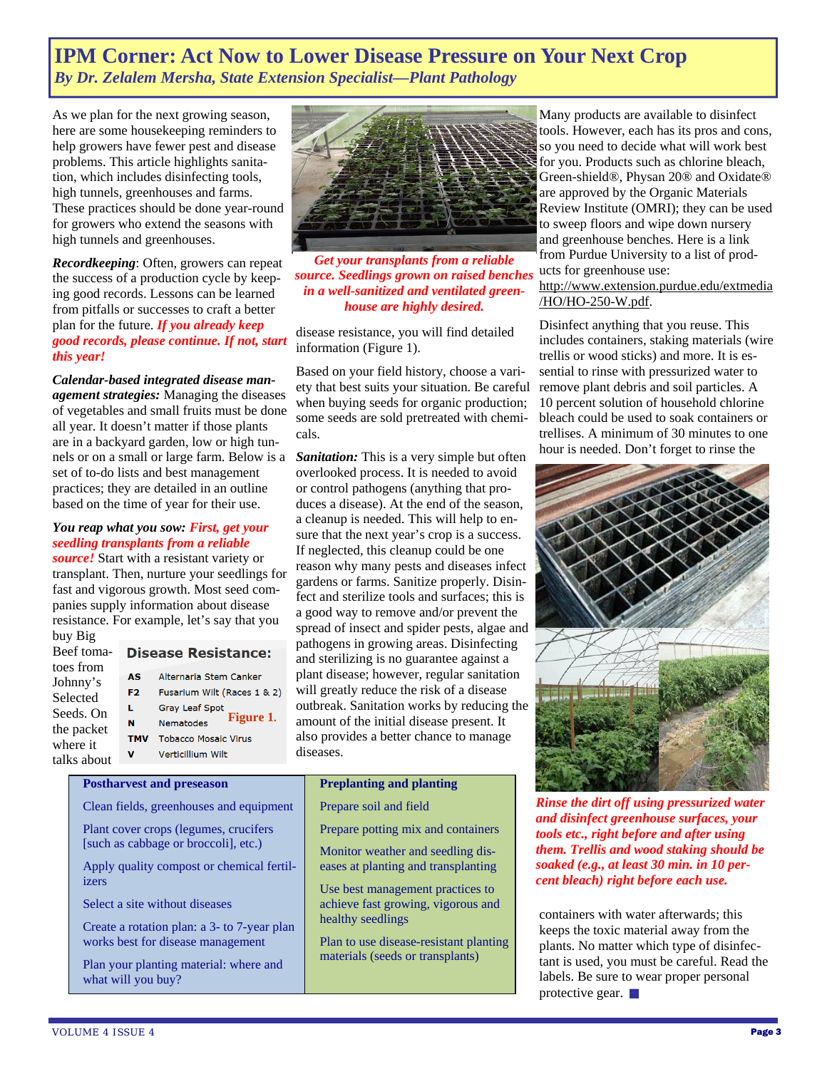# IPM Corner: Act Now to Lower Disease Pressure on Your Next Crop

*By Dr. Zelalem Mersha, State Extension Specialist—Plant Pathology*

As we plan for the next growing season, here are some housekeeping reminders to help growers have fewer pest and disease problems. This article highlights sanitation, which includes disinfecting tools, high tunnels, greenhouses and farms. These practices should be done year-round for growers who extend the seasons with high tunnels and greenhouses.

***Recordkeeping***: Often, growers can repeat the success of a production cycle by keeping good records. Lessons can be learned from pitfalls or successes to craft a better plan for the future. ***If you already keep good records, please continue. If not, start this year!***

***Calendar-based integrated disease management strategies:*** Managing the diseases of vegetables and small fruits must be done all year. It doesn't matter if those plants are in a backyard garden, low or high tunnels or on a small or large farm. Below is a set of to-do lists and best management practices; they are detailed in an outline based on the time of year for their use.

***You reap what you sow: First, get your seedling transplants from a reliable source!*** Start with a resistant variety or transplant. Then, nurture your seedlings for fast and vigorous growth. Most seed companies supply information about disease resistance. For example, let's say that you buy Big Beef tomatoes from Johnny's Selected Seeds. On the packet where it talks about disease resistance, you will find detailed information (Figure 1).

**Disease Resistance:**

| | |
|---|---|
| AS | Alternaria Stem Canker |
| F2 | Fusarium Wilt (Races 1 & 2) |
| L | Gray Leaf Spot |
| N | Nematodes |
| TMV | Tobacco Mosaic Virus |
| V | Verticillium Wilt |

**Figure 1.**

***Get your transplants from a reliable source. Seedlings grown on raised benches in a well-sanitized and ventilated greenhouse are highly desired.***

Based on your field history, choose a variety that best suits your situation. Be careful when buying seeds for organic production; some seeds are sold pretreated with chemicals.

***Sanitation:*** This is a very simple but often overlooked process. It is needed to avoid or control pathogens (anything that produces a disease). At the end of the season, a cleanup is needed. This will help to ensure that the next year's crop is a success. If neglected, this cleanup could be one reason why many pests and diseases infect gardens or farms. Sanitize properly. Disinfect and sterilize tools and surfaces; this is a good way to remove and/or prevent the spread of insect and spider pests, algae and pathogens in growing areas. Disinfecting and sterilizing is no guarantee against a plant disease; however, regular sanitation will greatly reduce the risk of a disease outbreak. Sanitation works by reducing the amount of the initial disease present. It also provides a better chance to manage diseases.

| Postharvest and preseason | Preplanting and planting |
|---|---|
| Clean fields, greenhouses and equipment | Prepare soil and field |
| Plant cover crops (legumes, crucifers [such as cabbage or broccoli], etc.) | Prepare potting mix and containers |
| Apply quality compost or chemical fertilizers | Monitor weather and seedling diseases at planting and transplanting |
| Select a site without diseases | Use best management practices to achieve fast growing, vigorous and healthy seedlings |
| Create a rotation plan: a 3- to 7-year plan works best for disease management | Plan to use disease-resistant planting materials (seeds or transplants) |
| Plan your planting material: where and what will you buy? | |

Many products are available to disinfect tools. However, each has its pros and cons, so you need to decide what will work best for you. Products such as chlorine bleach, Green-shield®, Physan 20® and Oxidate® are approved by the Organic Materials Review Institute (OMRI); they can be used to sweep floors and wipe down nursery and greenhouse benches. Here is a link from Purdue University to a list of products for greenhouse use: http://www.extension.purdue.edu/extmedia/HO/HO-250-W.pdf.

Disinfect anything that you reuse. This includes containers, staking materials (wire trellis or wood sticks) and more. It is essential to rinse with pressurized water to remove plant debris and soil particles. A 10 percent solution of household chlorine bleach could be used to soak containers or trellises. A minimum of 30 minutes to one hour is needed. Don't forget to rinse the containers with water afterwards; this keeps the toxic material away from the plants. No matter which type of disinfectant is used, you must be careful. Read the labels. Be sure to wear proper personal protective gear.

***Rinse the dirt off using pressurized water and disinfect greenhouse surfaces, your tools etc., right before and after using them. Trellis and wood staking should be soaked (e.g., at least 30 min. in 10 percent bleach) right before each use.***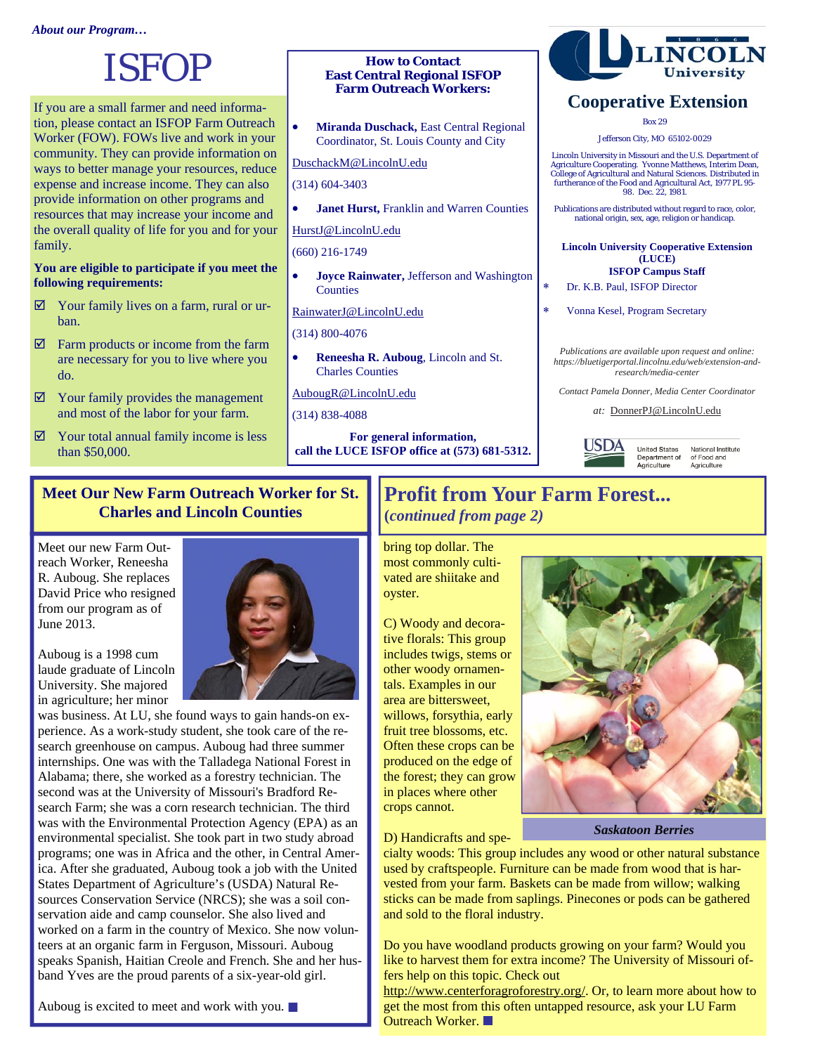*About our Program…*

# ISFOP

If you are a small farmer and need information, please contact an ISFOP Farm Outreach Worker (FOW). FOWs live and work in your community. They can provide information on ways to better manage your resources, reduce expense and increase income. They can also provide information on other programs and resources that may increase your income and the overall quality of life for you and for your family.

**You are eligible to participate if you meet the following requirements:**

- ☑ Your family lives on a farm, rural or urban.
- ☑ Farm products or income from the farm are necessary for you to live where you do.
- ☑ Your family provides the management and most of the labor for your farm.
- ☑ Your total annual family income is less than $50,000.

**How to Contact East Central Regional ISFOP Farm Outreach Workers:**

- **Miranda Duschack,** East Central Regional Coordinator, St. Louis County and City

DuschackM@LincolnU.edu

(314) 604-3403

- **Janet Hurst,** Franklin and Warren Counties

HurstJ@LincolnU.edu

(660) 216-1749

- **Joyce Rainwater,** Jefferson and Washington Counties

RainwaterJ@LincolnU.edu

(314) 800-4076

- **Reneesha R. Auboug**, Lincoln and St. Charles Counties

AubougR@LincolnU.edu

(314) 838-4088

**For general information, call the LUCE ISFOP office at (573) 681-5312.**

LINCOLN University 1866

## Cooperative Extension

Box 29

Jefferson City, MO 65102-0029

Lincoln University in Missouri and the U.S. Department of Agriculture Cooperating. Yvonne Matthews, Interim Dean, College of Agricultural and Natural Sciences. Distributed in furtherance of the Food and Agricultural Act, 1977 PL 95-98. Dec. 22, 1981.

Publications are distributed without regard to race, color, national origin, sex, age, religion or handicap.

**Lincoln University Cooperative Extension (LUCE) ISFOP Campus Staff**

* Dr. K.B. Paul, ISFOP Director
* Vonna Kesel, Program Secretary

*Publications are available upon request and online: https://bluetigerportal.lincolnu.edu/web/extension-and-research/media-center*

*Contact Pamela Donner, Media Center Coordinator*

*at:* DonnerPJ@LincolnU.edu

USDA United States Department of Agriculture — National Institute of Food and Agriculture

## Meet Our New Farm Outreach Worker for St. Charles and Lincoln Counties

Meet our new Farm Outreach Worker, Reneesha R. Auboug. She replaces David Price who resigned from our program as of June 2013.

Auboug is a 1998 cum laude graduate of Lincoln University. She majored in agriculture; her minor was business. At LU, she found ways to gain hands-on experience. As a work-study student, she took care of the research greenhouse on campus. Auboug had three summer internships. One was with the Talladega National Forest in Alabama; there, she worked as a forestry technician. The second was at the University of Missouri's Bradford Research Farm; she was a corn research technician. The third was with the Environmental Protection Agency (EPA) as an environmental specialist. She took part in two study abroad programs; one was in Africa and the other, in Central America. After she graduated, Auboug took a job with the United States Department of Agriculture's (USDA) Natural Resources Conservation Service (NRCS); she was a soil conservation aide and camp counselor. She also lived and worked on a farm in the country of Mexico. She now volunteers at an organic farm in Ferguson, Missouri. Auboug speaks Spanish, Haitian Creole and French. She and her husband Yves are the proud parents of a six-year-old girl.

Auboug is excited to meet and work with you. ■

## Profit from Your Farm Forest...

**(*continued from page 2*)**

bring top dollar. The most commonly cultivated are shiitake and oyster.

C) Woody and decorative florals: This group includes twigs, stems or other woody ornamentals. Examples in our area are bittersweet, willows, forsythia, early fruit tree blossoms, etc. Often these crops can be produced on the edge of the forest; they can grow in places where other crops cannot.

***Saskatoon Berries***

D) Handicrafts and specialty woods: This group includes any wood or other natural substance used by craftspeople. Furniture can be made from wood that is harvested from your farm. Baskets can be made from willow; walking sticks can be made from saplings. Pinecones or pods can be gathered and sold to the floral industry.

Do you have woodland products growing on your farm? Would you like to harvest them for extra income? The University of Missouri offers help on this topic. Check out http://www.centerforagroforestry.org/. Or, to learn more about how to get the most from this often untapped resource, ask your LU Farm Outreach Worker. ■